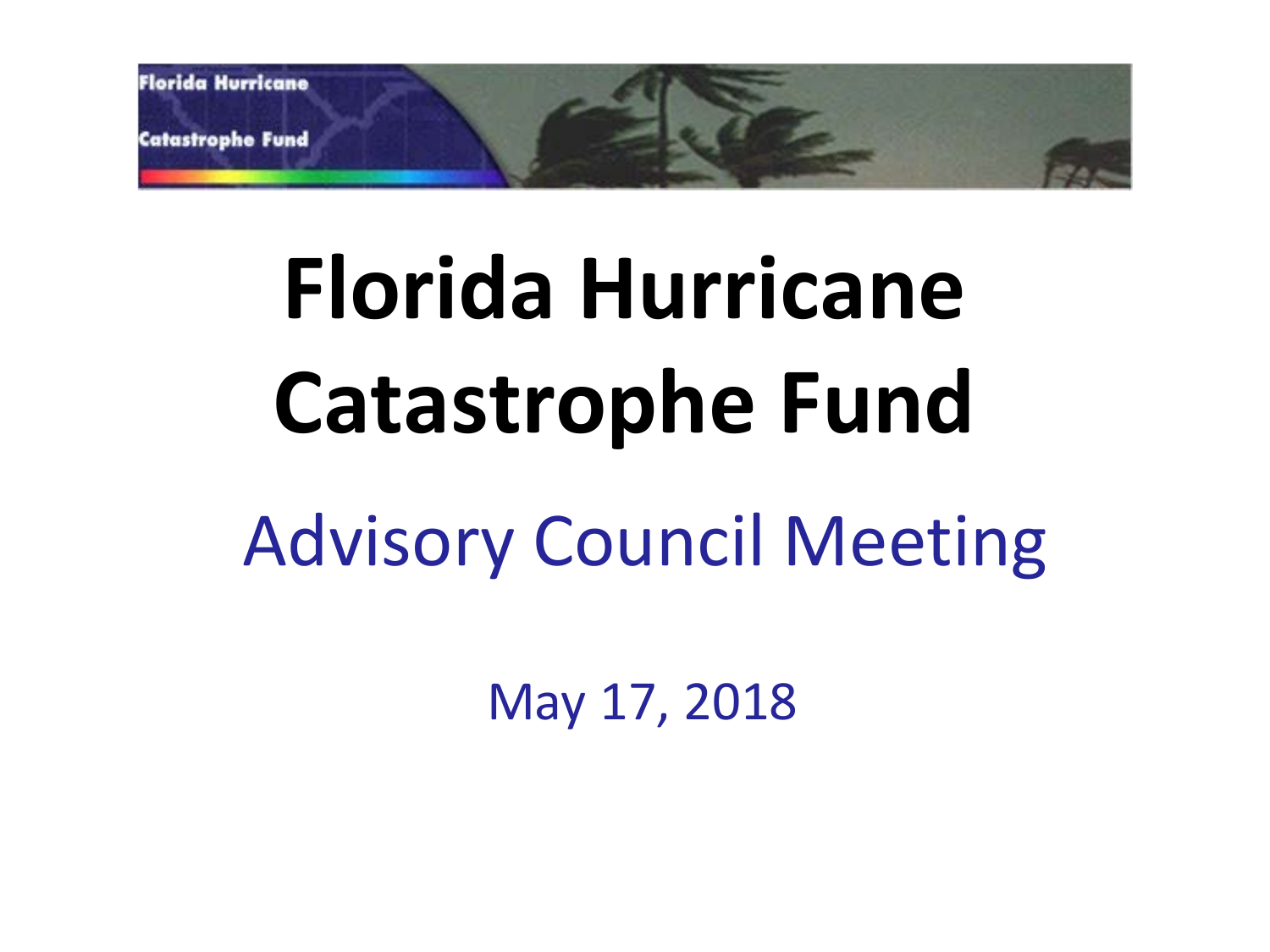# Florida Hurricane Catastrophe Fund

## Advisory Council Meeting

May 17, 2018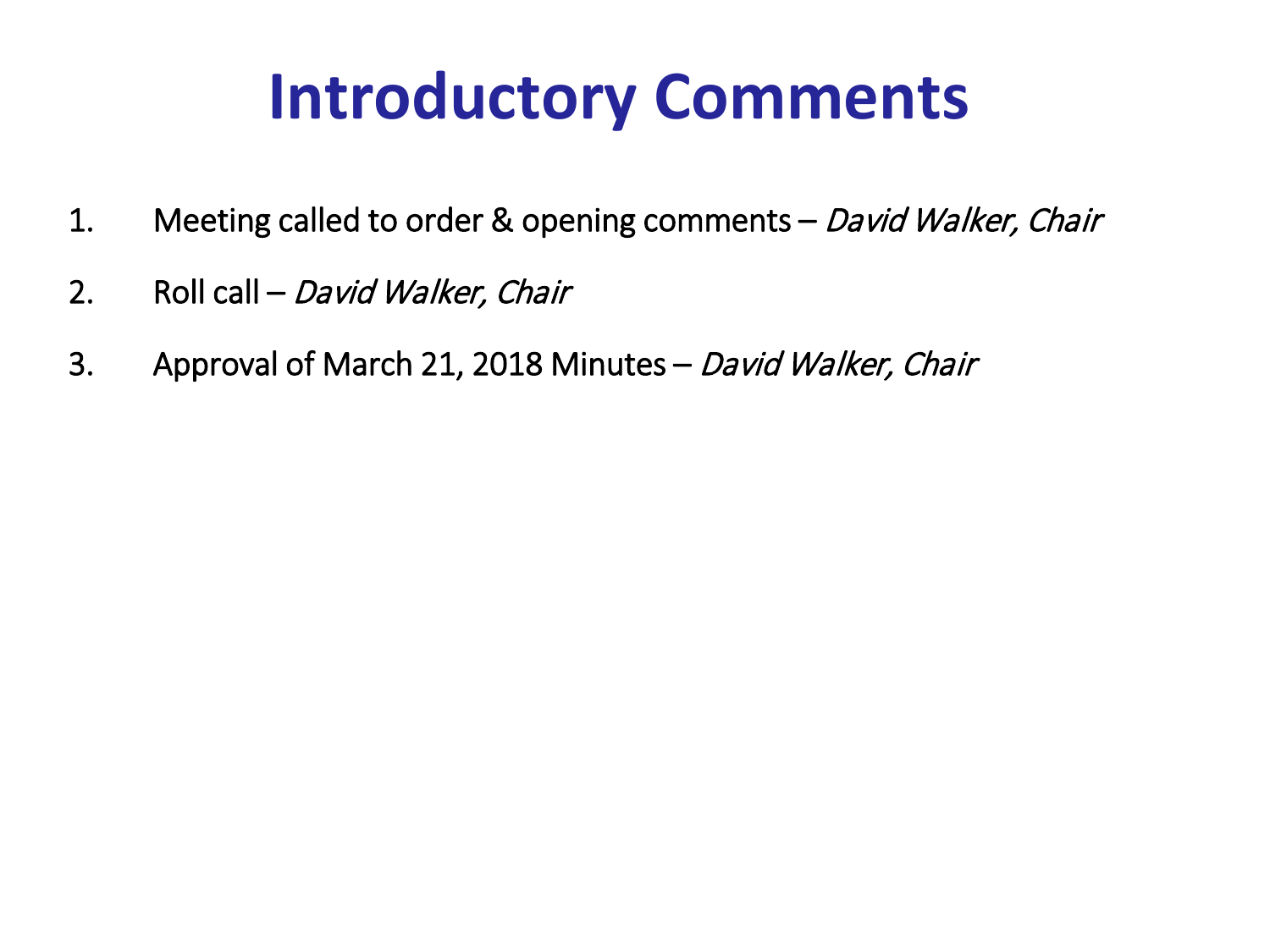# Introductory Comments

1. Meeting called to order & opening comments – *David Walker, Chair*
2. Roll call – *David Walker, Chair*
3. Approval of March 21, 2018 Minutes – *David Walker, Chair*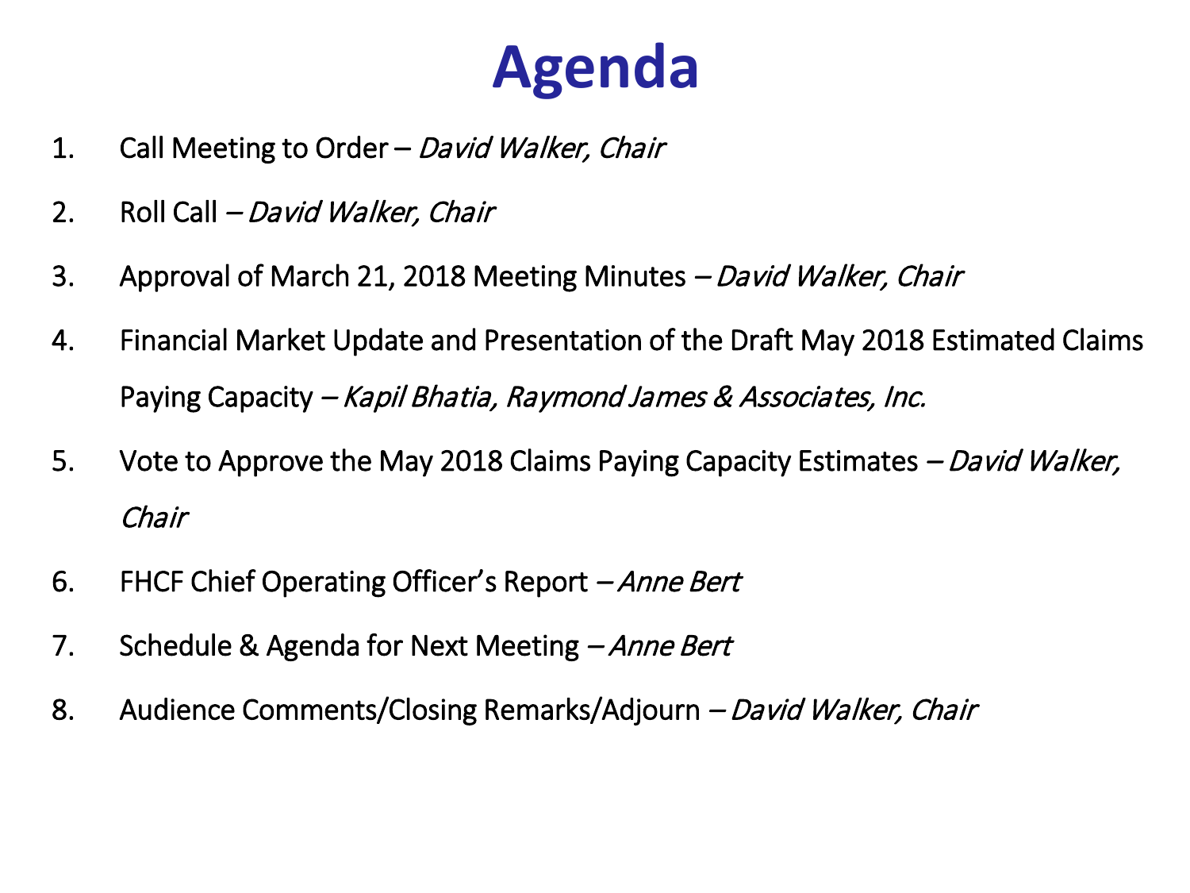# Agenda

1. Call Meeting to Order – *David Walker, Chair*
2. Roll Call – *David Walker, Chair*
3. Approval of March 21, 2018 Meeting Minutes – *David Walker, Chair*
4. Financial Market Update and Presentation of the Draft May 2018 Estimated Claims Paying Capacity – *Kapil Bhatia, Raymond James & Associates, Inc.*
5. Vote to Approve the May 2018 Claims Paying Capacity Estimates – *David Walker, Chair*
6. FHCF Chief Operating Officer's Report – *Anne Bert*
7. Schedule & Agenda for Next Meeting – *Anne Bert*
8. Audience Comments/Closing Remarks/Adjourn – *David Walker, Chair*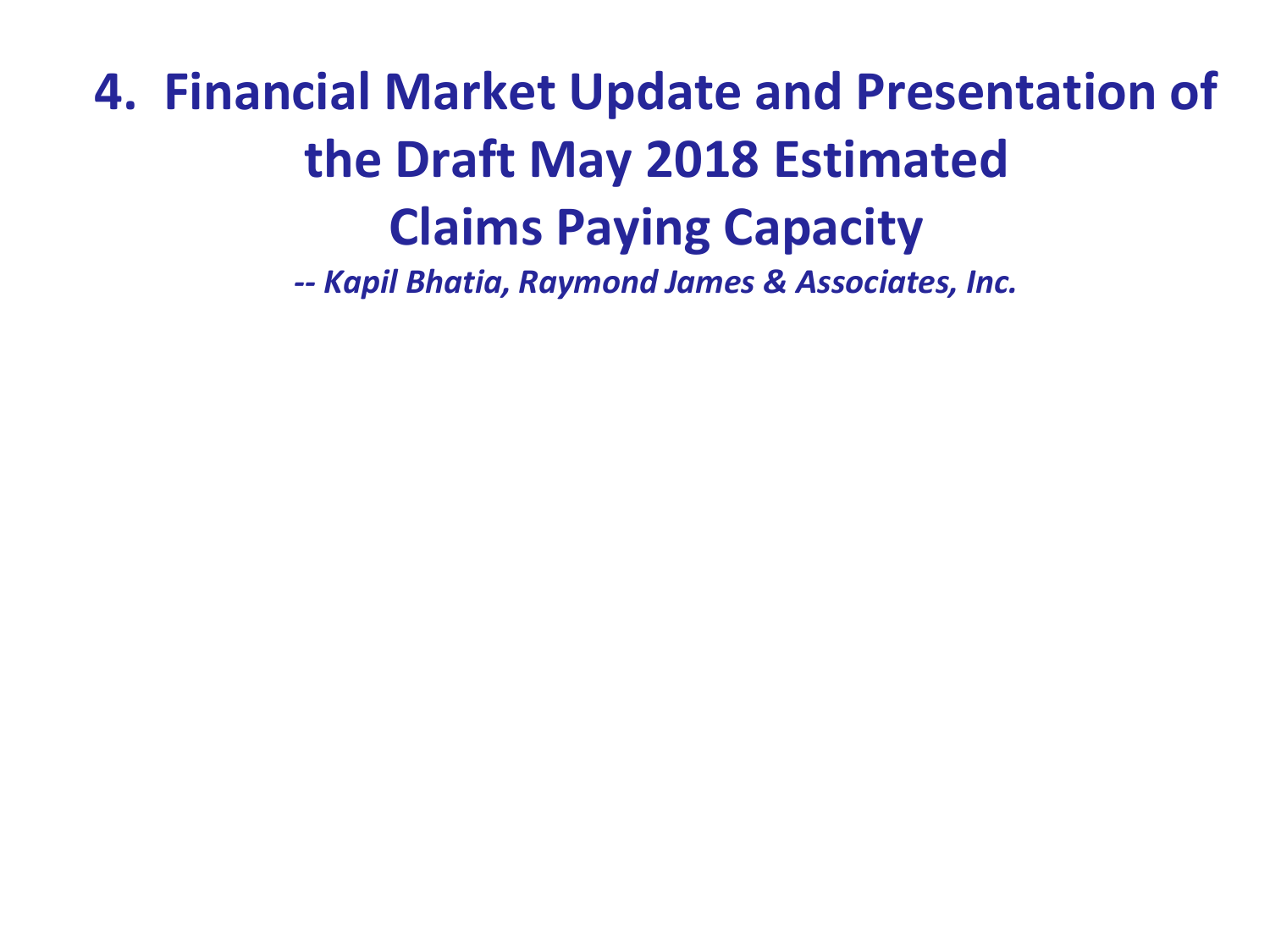# 4. Financial Market Update and Presentation of the Draft May 2018 Estimated Claims Paying Capacity

*-- Kapil Bhatia, Raymond James & Associates, Inc.*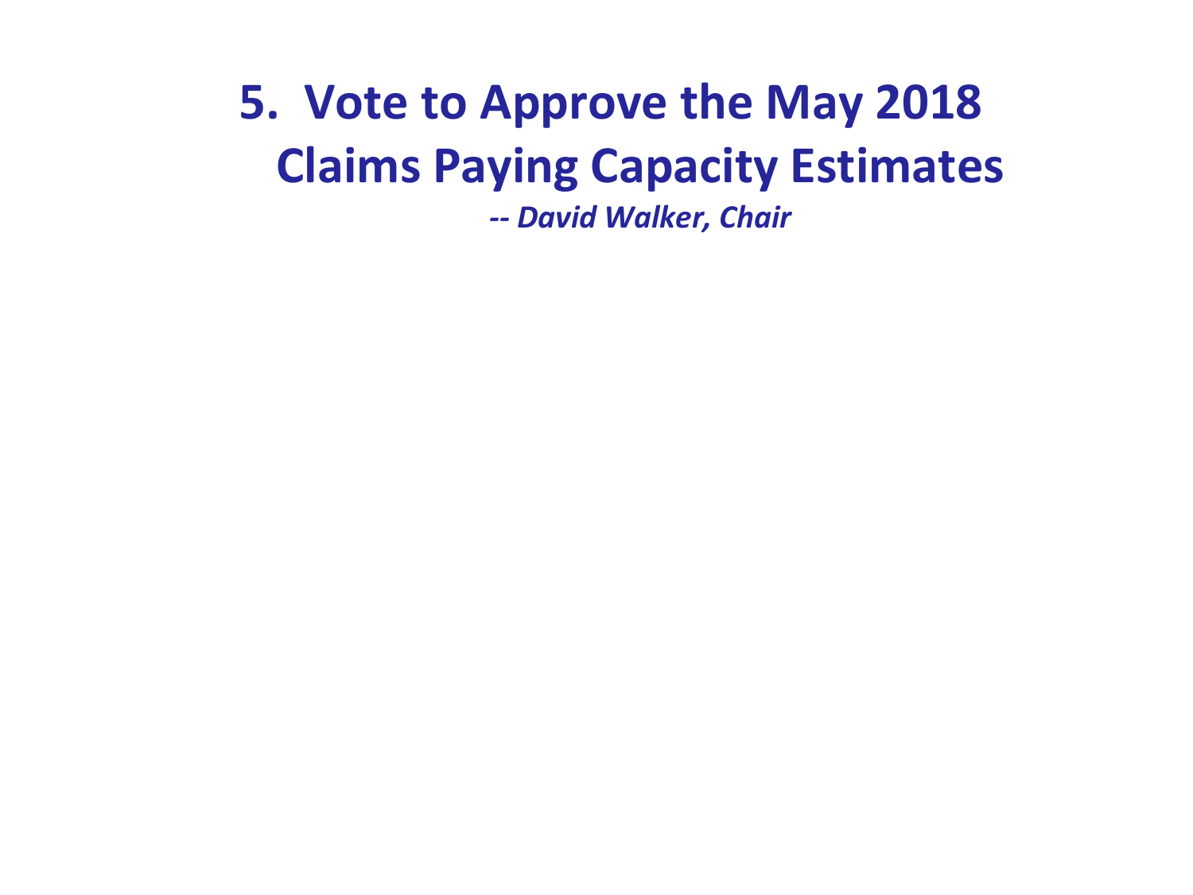# 5. Vote to Approve the May 2018 Claims Paying Capacity Estimates

***-- David Walker, Chair***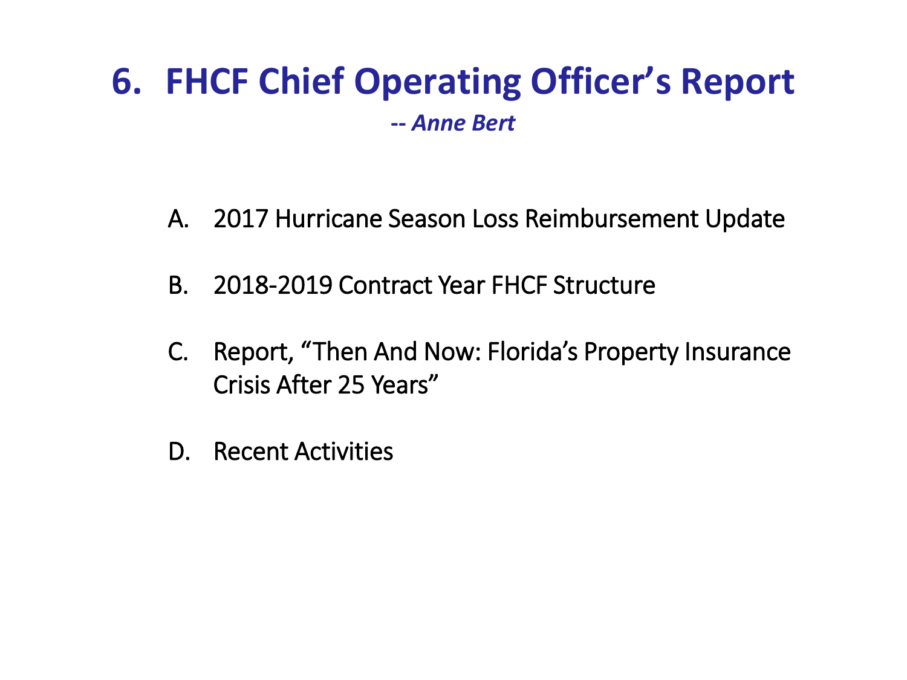# 6. FHCF Chief Operating Officer's Report

***-- Anne Bert***

A. 2017 Hurricane Season Loss Reimbursement Update

B. 2018-2019 Contract Year FHCF Structure

C. Report, "Then And Now: Florida's Property Insurance Crisis After 25 Years"

D. Recent Activities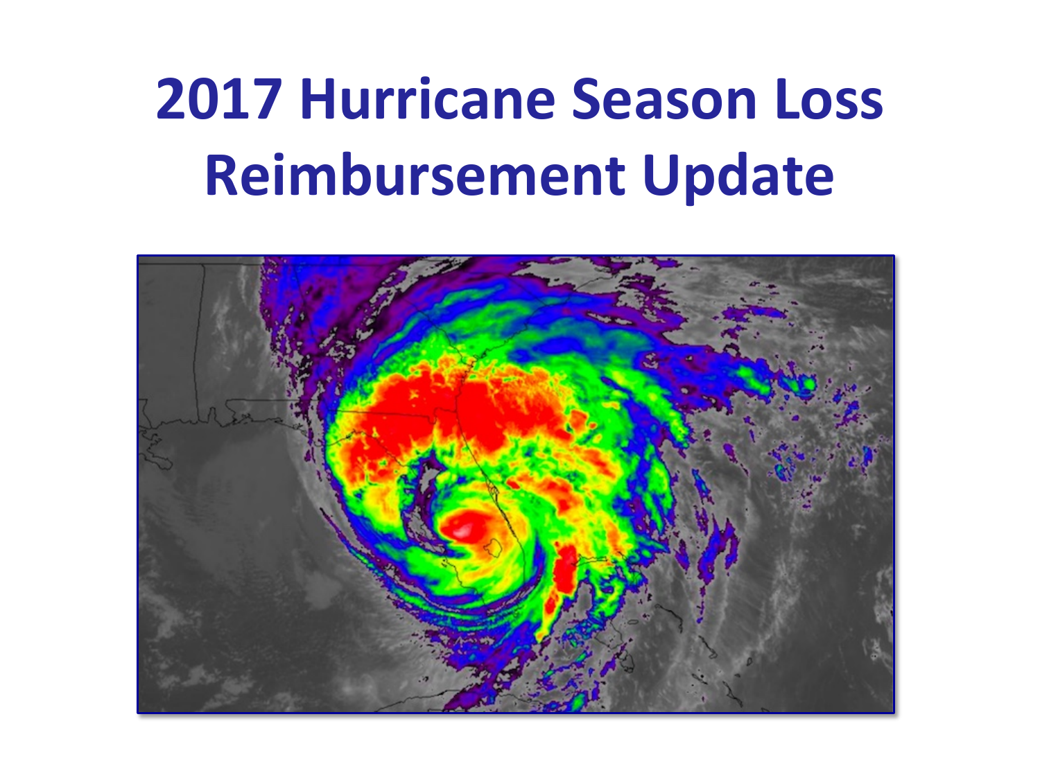# 2017 Hurricane Season Loss Reimbursement Update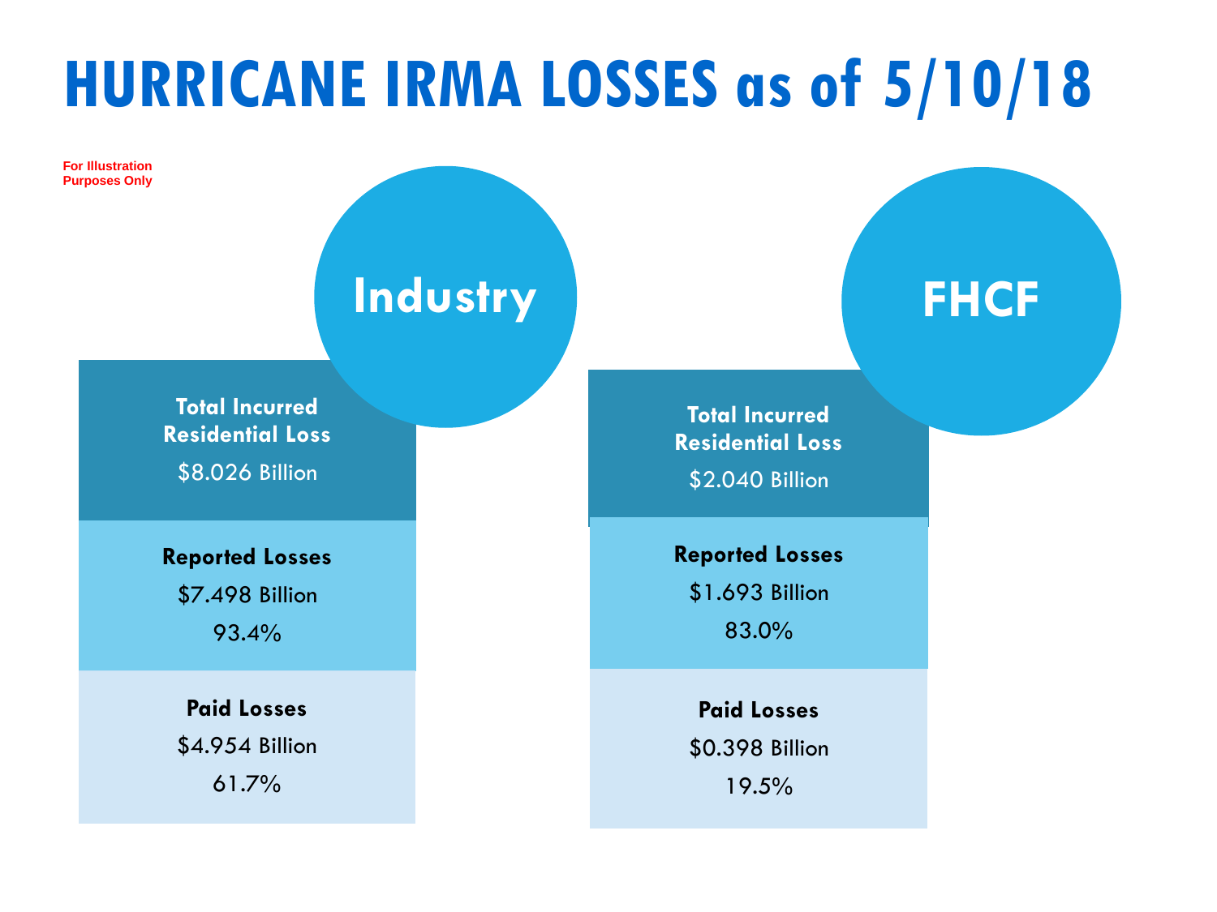# HURRICANE IRMA LOSSES as of 5/10/18

For Illustration Purposes Only

## Industry

**Total Incurred Residential Loss**

$8.026 Billion

**Reported Losses**

$7.498 Billion

93.4%

**Paid Losses**

$4.954 Billion

61.7%

## FHCF

**Total Incurred Residential Loss**

$2.040 Billion

**Reported Losses**

$1.693 Billion

83.0%

**Paid Losses**

$0.398 Billion

19.5%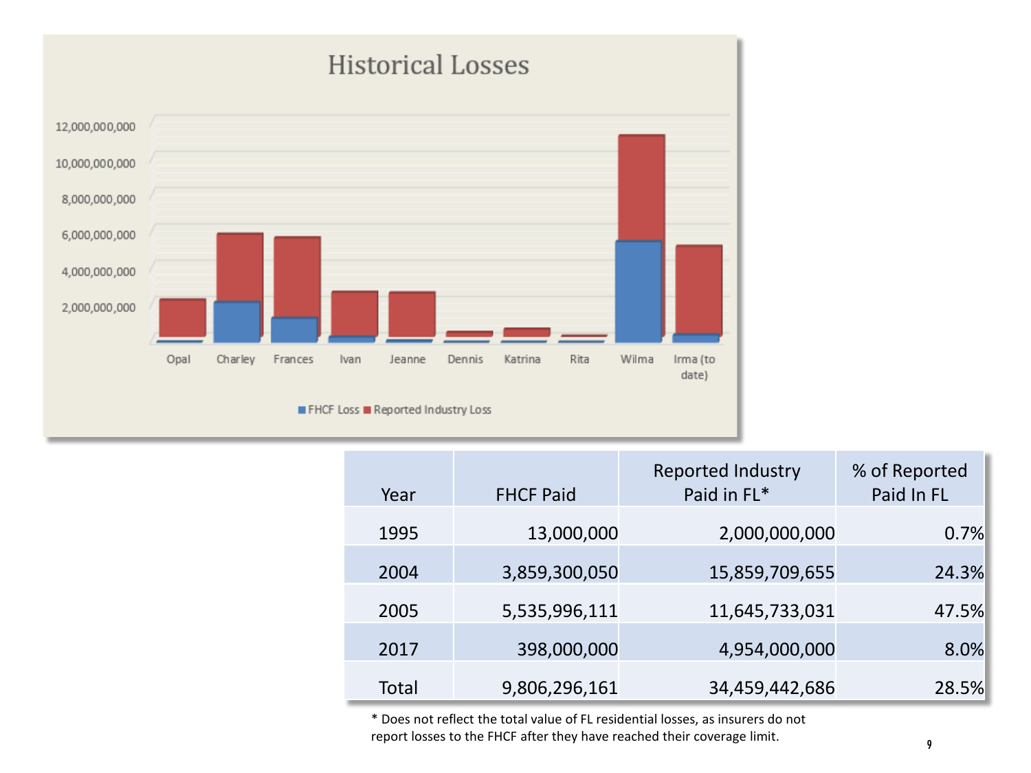## Historical Losses

| Year | FHCF Paid | Reported Industry Paid in FL* | % of Reported Paid In FL |
|---|---|---|---|
| 1995 | 13,000,000 | 2,000,000,000 | 0.7% |
| 2004 | 3,859,300,050 | 15,859,709,655 | 24.3% |
| 2005 | 5,535,996,111 | 11,645,733,031 | 47.5% |
| 2017 | 398,000,000 | 4,954,000,000 | 8.0% |
| Total | 9,806,296,161 | 34,459,442,686 | 28.5% |

* Does not reflect the total value of FL residential losses, as insurers do not report losses to the FHCF after they have reached their coverage limit.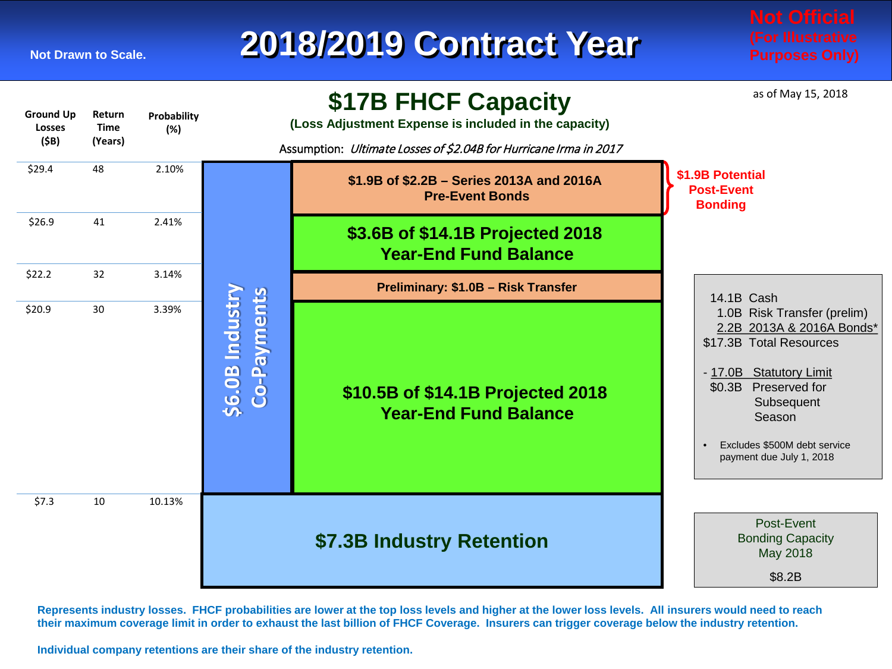# 2018/2019 Contract Year

Not Drawn to Scale.

**Not Official (For Illustrative Purposes Only)**

as of May 15, 2018

## $17B FHCF Capacity

**(Loss Adjustment Expense is included in the capacity)**

Assumption: *Ultimate Losses of $2.04B for Hurricane Irma in 2017*

| Ground Up Losses ($B) | Return Time (Years) | Probability (%) | Layer |
|---|---|---|---|
| $29.4 | 48 | 2.10% | $1.9B of $2.2B – Series 2013A and 2016A Pre-Event Bonds ($1.9B Potential Post-Event Bonding) |
| $26.9 | 41 | 2.41% | $3.6B of $14.1B Projected 2018 Year-End Fund Balance |
| $22.2 | 32 | 3.14% | Preliminary: $1.0B – Risk Transfer |
| $20.9 | 30 | 3.39% | $10.5B of $14.1B Projected 2018 Year-End Fund Balance |
| $7.3 | 10 | 10.13% | $7.3B Industry Retention |

$6.0B Industry Co-Payments (spanning $7.3B to $29.4B)

| | |
|---|---|
| 14.1B | Cash |
| 1.0B | Risk Transfer (prelim) |
| 2.2B | 2013A & 2016A Bonds* |
| $17.3B | Total Resources |
| - 17.0B | Statutory Limit |
| $0.3B | Preserved for Subsequent Season |

- Excludes $500M debt service payment due July 1, 2018

Post-Event Bonding Capacity May 2018

$8.2B

**Represents industry losses. FHCF probabilities are lower at the top loss levels and higher at the lower loss levels. All insurers would need to reach their maximum coverage limit in order to exhaust the last billion of FHCF Coverage. Insurers can trigger coverage below the industry retention.**

**Individual company retentions are their share of the industry retention.**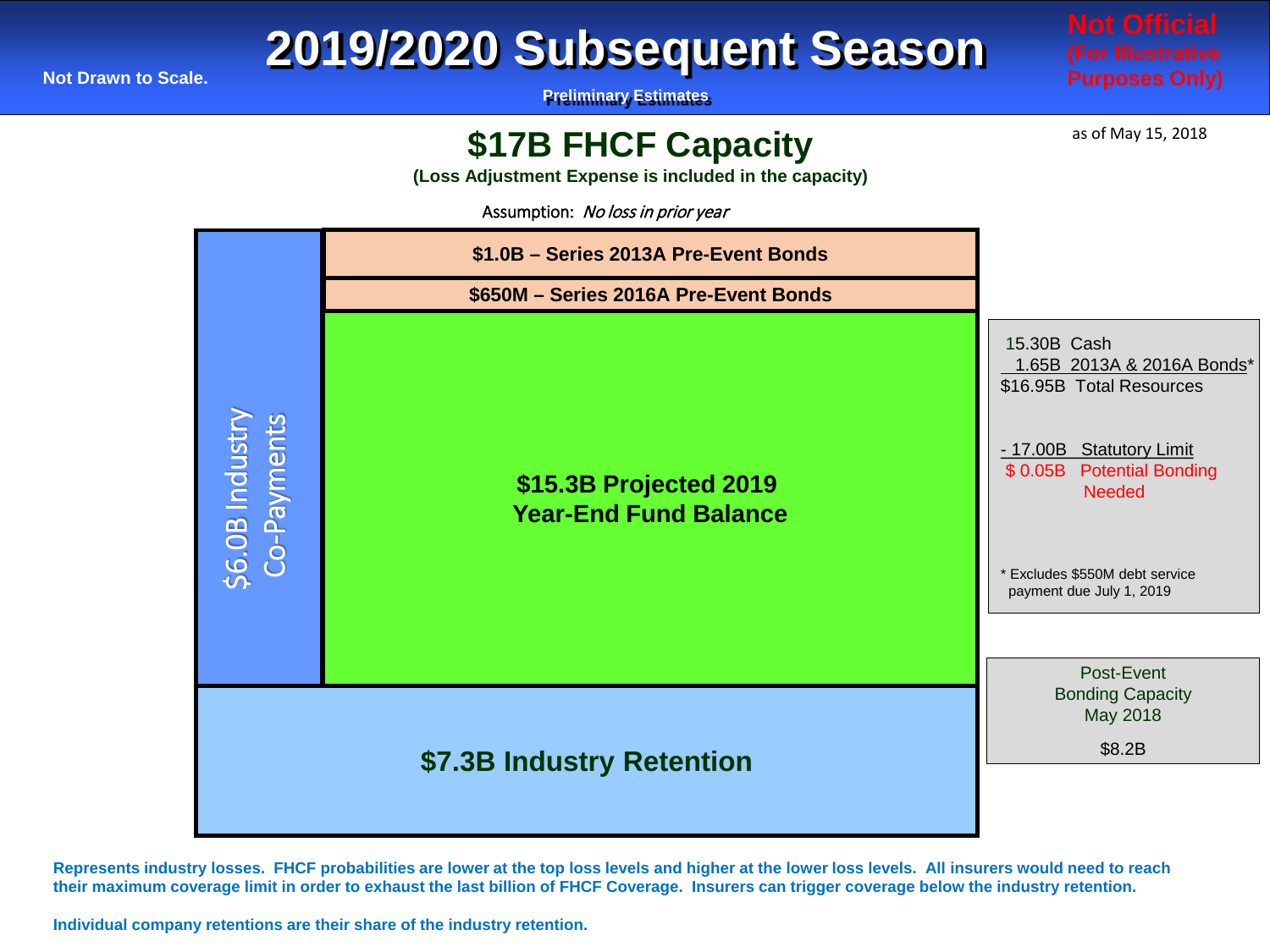Not Drawn to Scale.

# 2019/2020 Subsequent Season

**Preliminary Estimates**

**Not Official (For Illustrative Purposes Only)**

as of May 15, 2018

## $17B FHCF Capacity

**(Loss Adjustment Expense is included in the capacity)**

Assumption: *No loss in prior year*

**$1.0B – Series 2013A Pre-Event Bonds**

**$650M – Series 2016A Pre-Event Bonds**

**$15.3B Projected 2019 Year-End Fund Balance**

$6.0B Industry Co-Payments

**$7.3B Industry Retention**

| | |
|---|---|
| 15.30B | Cash |
| 1.65B | 2013A & 2016A Bonds* |
| $16.95B | Total Resources |
| - 17.00B | Statutory Limit |
| $ 0.05B | Potential Bonding Needed |

\* Excludes $550M debt service payment due July 1, 2019

Post-Event Bonding Capacity May 2018

$8.2B

**Represents industry losses. FHCF probabilities are lower at the top loss levels and higher at the lower loss levels. All insurers would need to reach their maximum coverage limit in order to exhaust the last billion of FHCF Coverage. Insurers can trigger coverage below the industry retention.**

**Individual company retentions are their share of the industry retention.**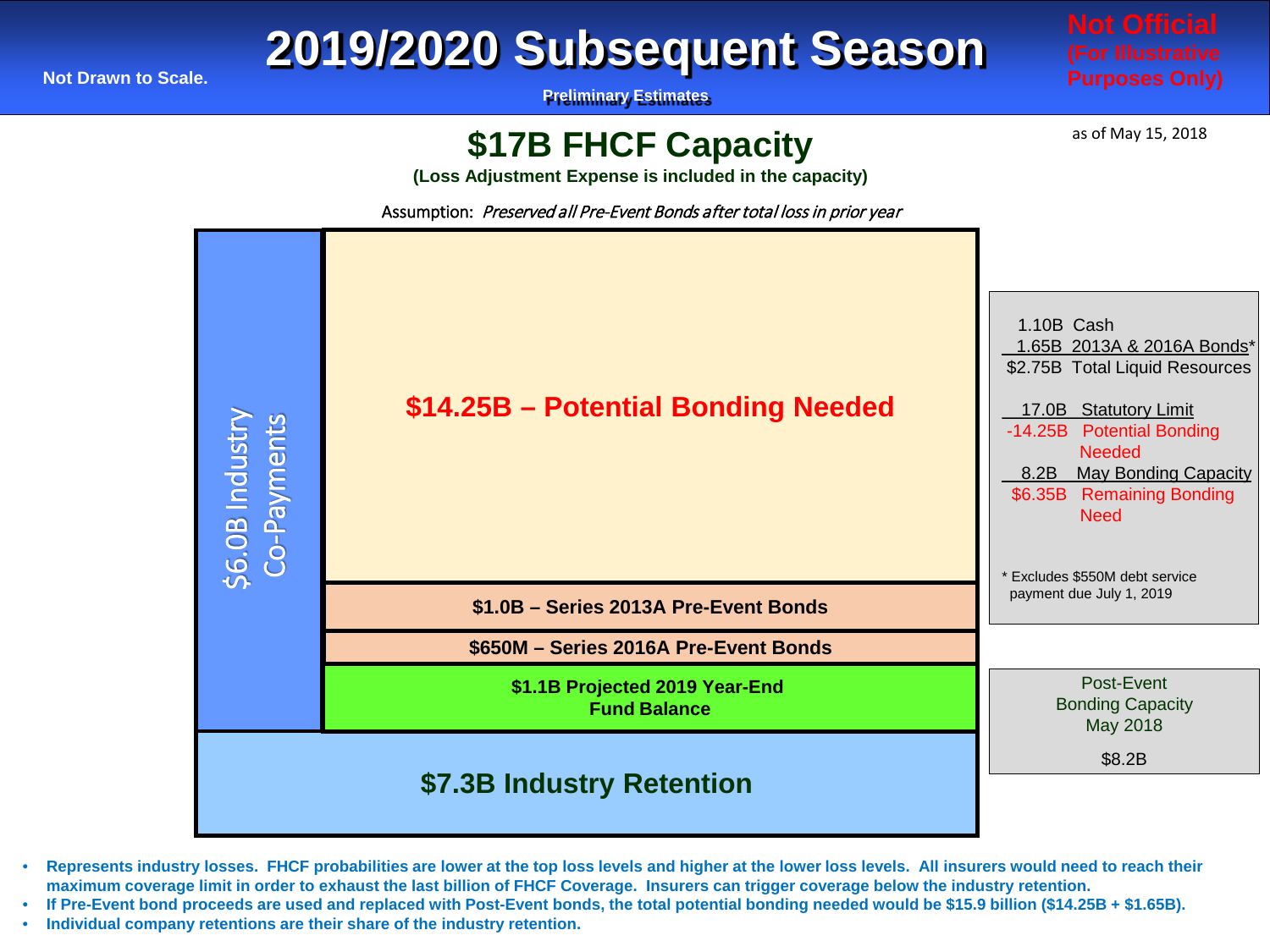# 2019/2020 Subsequent Season

Not Drawn to Scale.

**Preliminary Estimates**

**Not Official (For Illustrative Purposes Only)**

as of May 15, 2018

## $17B FHCF Capacity

**(Loss Adjustment Expense is included in the capacity)**

Assumption: *Preserved all Pre-Event Bonds after total loss in prior year*

$6.0B Industry Co-Payments

**$14.25B – Potential Bonding Needed**

**$1.0B – Series 2013A Pre-Event Bonds**

**$650M – Series 2016A Pre-Event Bonds**

**$1.1B Projected 2019 Year-End Fund Balance**

**$7.3B Industry Retention**

| Amount | Item |
|---|---|
| 1.10B | Cash |
| 1.65B | 2013A & 2016A Bonds* |
| $2.75B | Total Liquid Resources |

| Amount | Item |
|---|---|
| 17.0B | Statutory Limit |
| -14.25B | Potential Bonding Needed |
| 8.2B | May Bonding Capacity |
| $6.35B | Remaining Bonding Need |

\* Excludes $550M debt service payment due July 1, 2019

Post-Event Bonding Capacity May 2018

$8.2B

- **Represents industry losses. FHCF probabilities are lower at the top loss levels and higher at the lower loss levels. All insurers would need to reach their maximum coverage limit in order to exhaust the last billion of FHCF Coverage. Insurers can trigger coverage below the industry retention.**
- **If Pre-Event bond proceeds are used and replaced with Post-Event bonds, the total potential bonding needed would be $15.9 billion ($14.25B + $1.65B).**
- **Individual company retentions are their share of the industry retention.**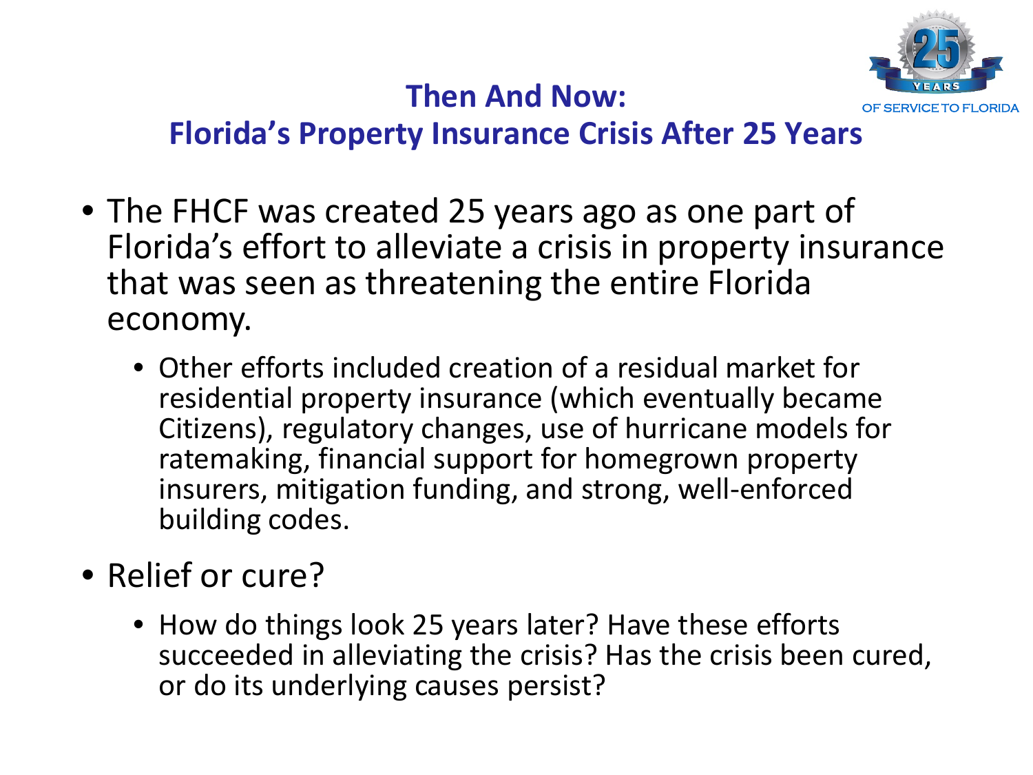## Then And Now:
## Florida's Property Insurance Crisis After 25 Years

- The FHCF was created 25 years ago as one part of Florida's effort to alleviate a crisis in property insurance that was seen as threatening the entire Florida economy.
  - Other efforts included creation of a residual market for residential property insurance (which eventually became Citizens), regulatory changes, use of hurricane models for ratemaking, financial support for homegrown property insurers, mitigation funding, and strong, well-enforced building codes.
- Relief or cure?
  - How do things look 25 years later? Have these efforts succeeded in alleviating the crisis? Has the crisis been cured, or do its underlying causes persist?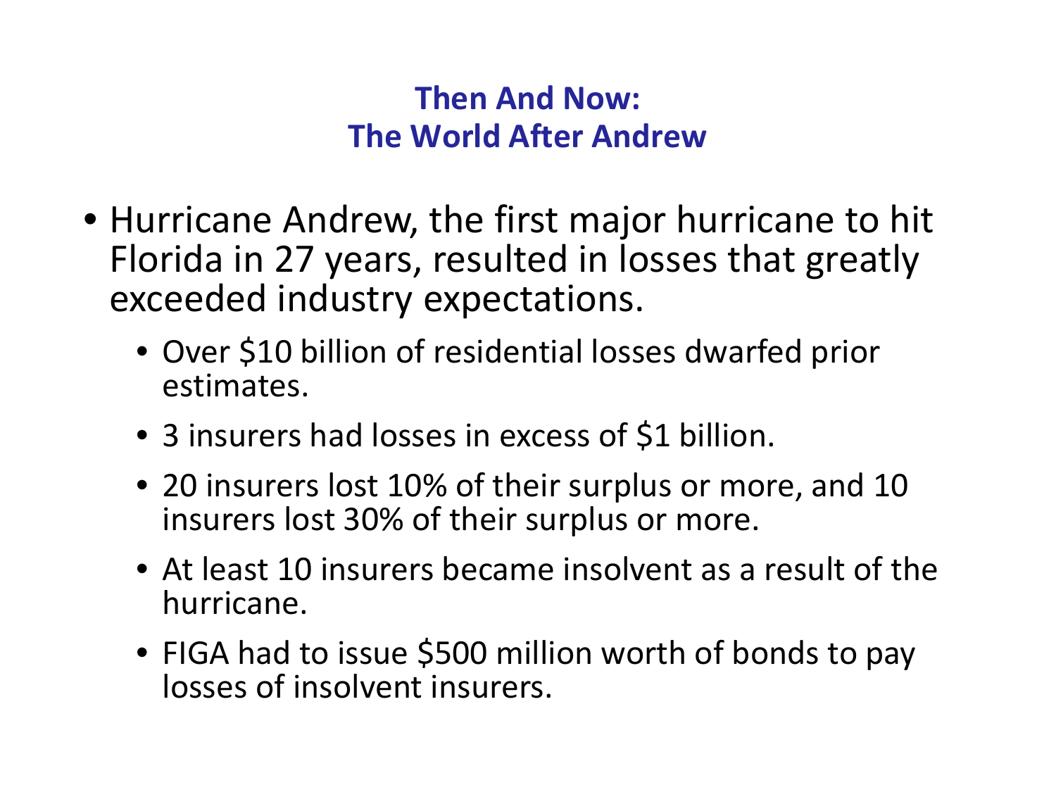## Then And Now:
## The World After Andrew

- Hurricane Andrew, the first major hurricane to hit Florida in 27 years, resulted in losses that greatly exceeded industry expectations.
  - Over $10 billion of residential losses dwarfed prior estimates.
  - 3 insurers had losses in excess of $1 billion.
  - 20 insurers lost 10% of their surplus or more, and 10 insurers lost 30% of their surplus or more.
  - At least 10 insurers became insolvent as a result of the hurricane.
  - FIGA had to issue $500 million worth of bonds to pay losses of insolvent insurers.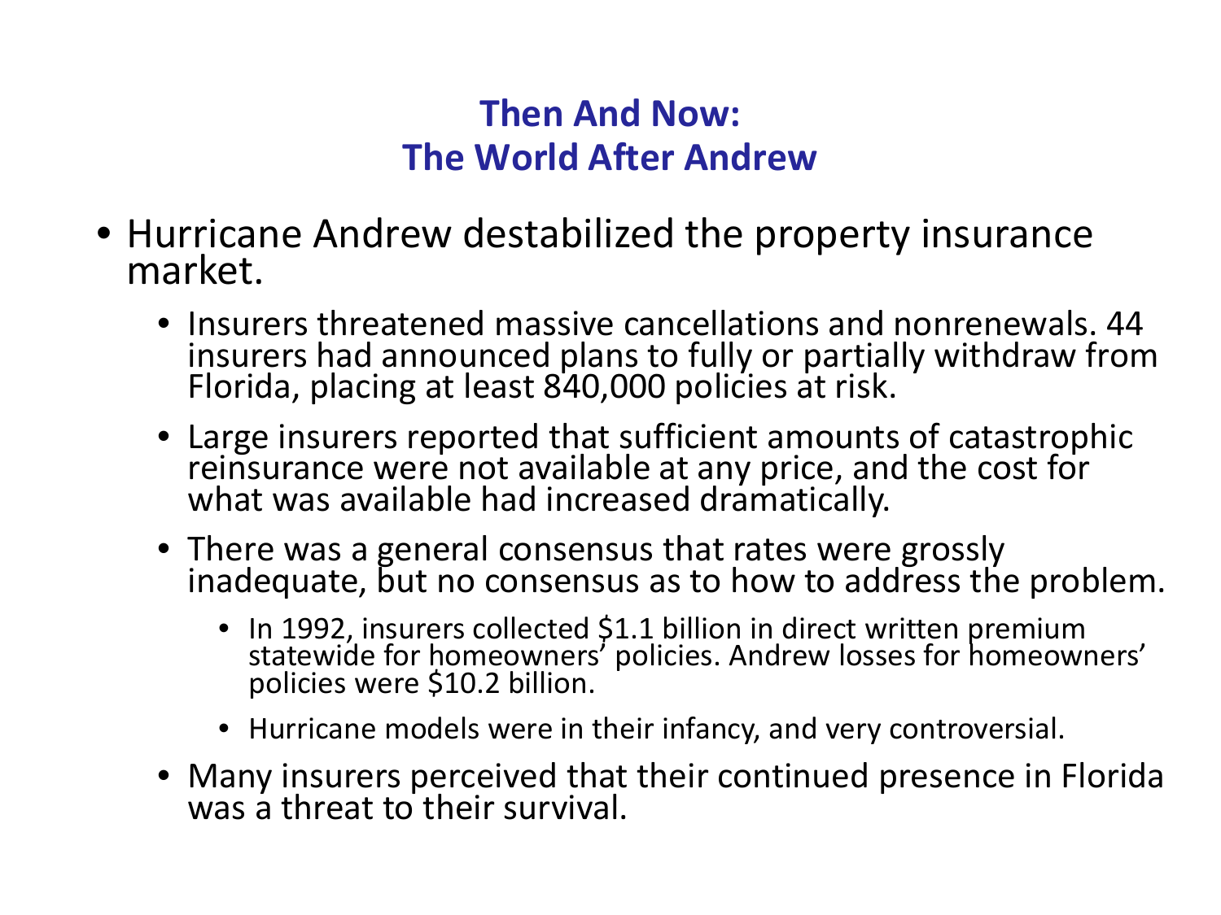## Then And Now:
## The World After Andrew

- Hurricane Andrew destabilized the property insurance market.
  - Insurers threatened massive cancellations and nonrenewals. 44 insurers had announced plans to fully or partially withdraw from Florida, placing at least 840,000 policies at risk.
  - Large insurers reported that sufficient amounts of catastrophic reinsurance were not available at any price, and the cost for what was available had increased dramatically.
  - There was a general consensus that rates were grossly inadequate, but no consensus as to how to address the problem.
    - In 1992, insurers collected $1.1 billion in direct written premium statewide for homeowners' policies. Andrew losses for homeowners' policies were $10.2 billion.
    - Hurricane models were in their infancy, and very controversial.
  - Many insurers perceived that their continued presence in Florida was a threat to their survival.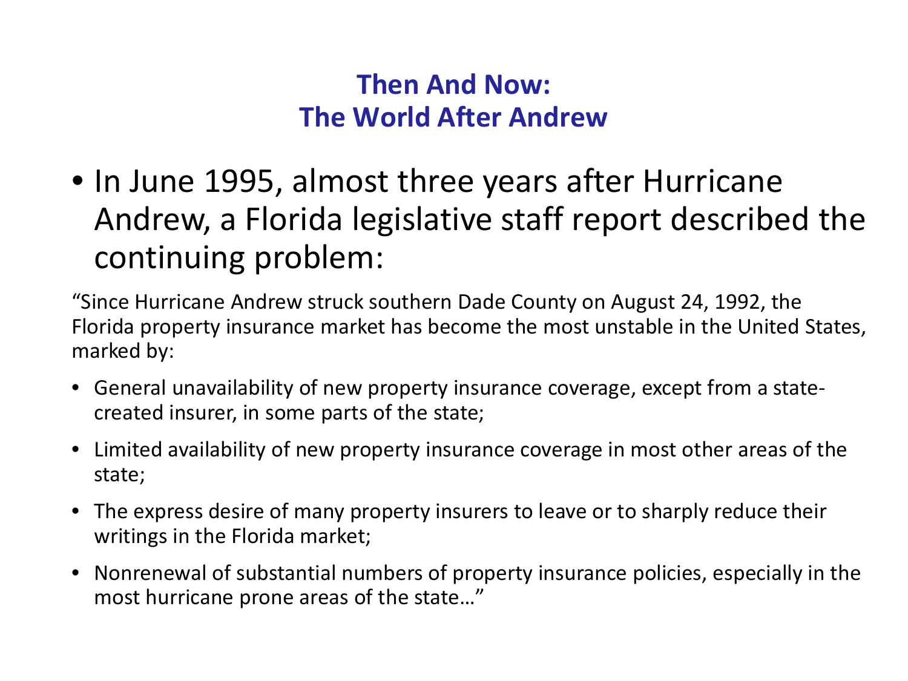# Then And Now:
# The World After Andrew

- In June 1995, almost three years after Hurricane Andrew, a Florida legislative staff report described the continuing problem:

"Since Hurricane Andrew struck southern Dade County on August 24, 1992, the Florida property insurance market has become the most unstable in the United States, marked by:

- General unavailability of new property insurance coverage, except from a state-created insurer, in some parts of the state;
- Limited availability of new property insurance coverage in most other areas of the state;
- The express desire of many property insurers to leave or to sharply reduce their writings in the Florida market;
- Nonrenewal of substantial numbers of property insurance policies, especially in the most hurricane prone areas of the state…"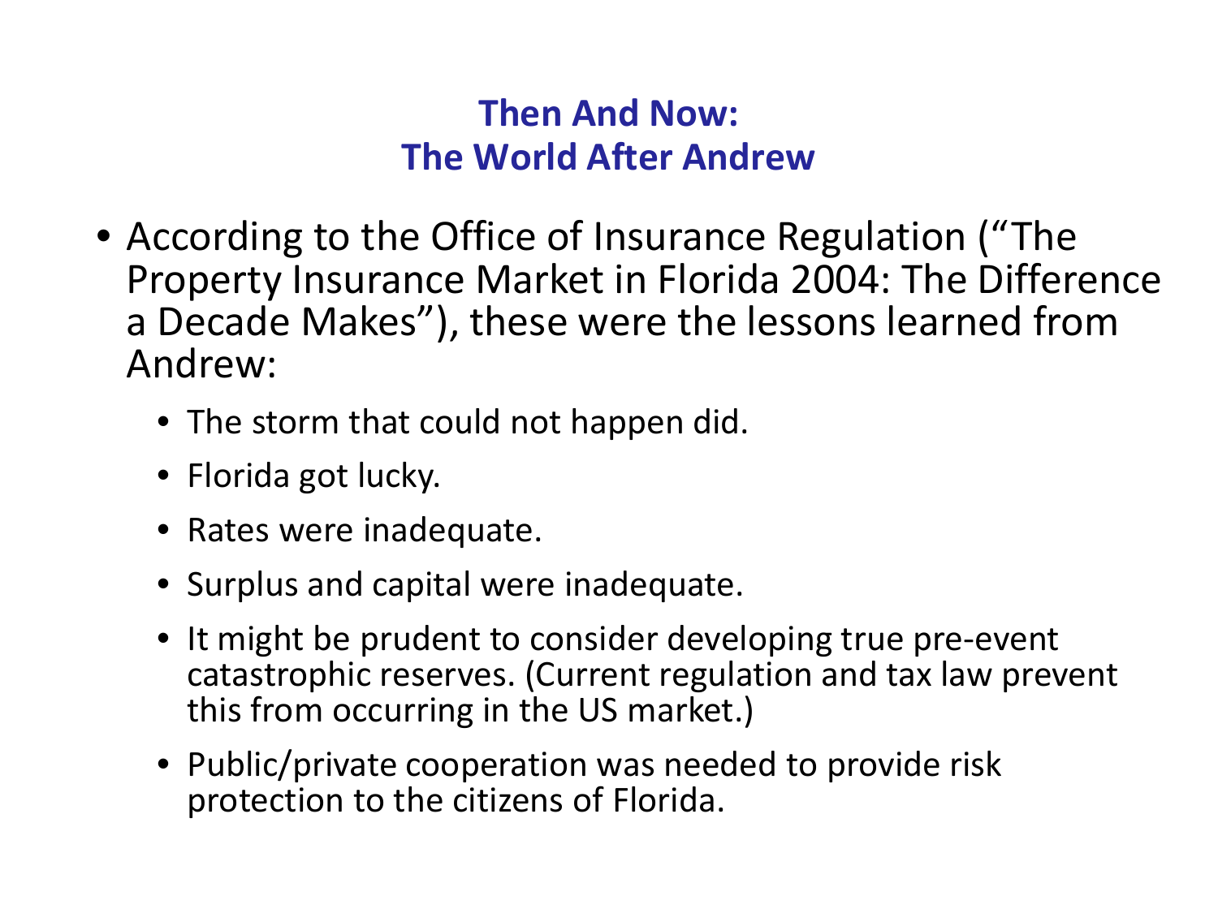## Then And Now:
## The World After Andrew

- According to the Office of Insurance Regulation ("The Property Insurance Market in Florida 2004: The Difference a Decade Makes"), these were the lessons learned from Andrew:
  - The storm that could not happen did.
  - Florida got lucky.
  - Rates were inadequate.
  - Surplus and capital were inadequate.
  - It might be prudent to consider developing true pre-event catastrophic reserves. (Current regulation and tax law prevent this from occurring in the US market.)
  - Public/private cooperation was needed to provide risk protection to the citizens of Florida.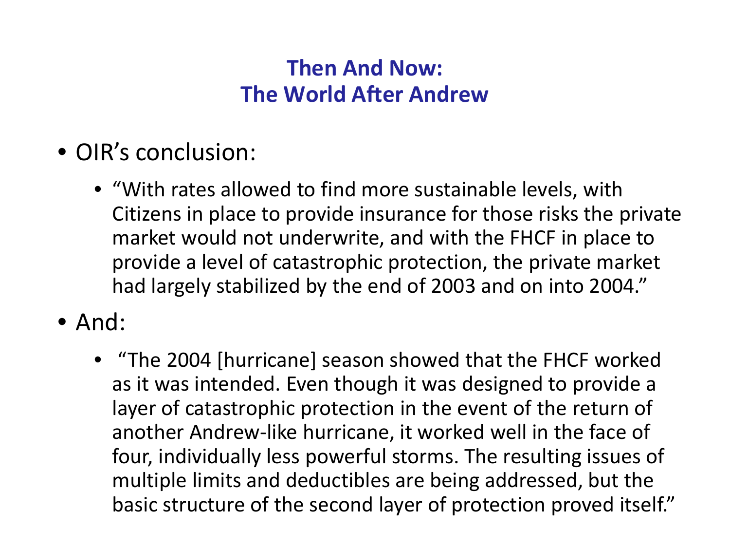## Then And Now:
## The World After Andrew

- OIR’s conclusion:
  - “With rates allowed to find more sustainable levels, with Citizens in place to provide insurance for those risks the private market would not underwrite, and with the FHCF in place to provide a level of catastrophic protection, the private market had largely stabilized by the end of 2003 and on into 2004.”
- And:
  - “The 2004 [hurricane] season showed that the FHCF worked as it was intended. Even though it was designed to provide a layer of catastrophic protection in the event of the return of another Andrew-like hurricane, it worked well in the face of four, individually less powerful storms. The resulting issues of multiple limits and deductibles are being addressed, but the basic structure of the second layer of protection proved itself.”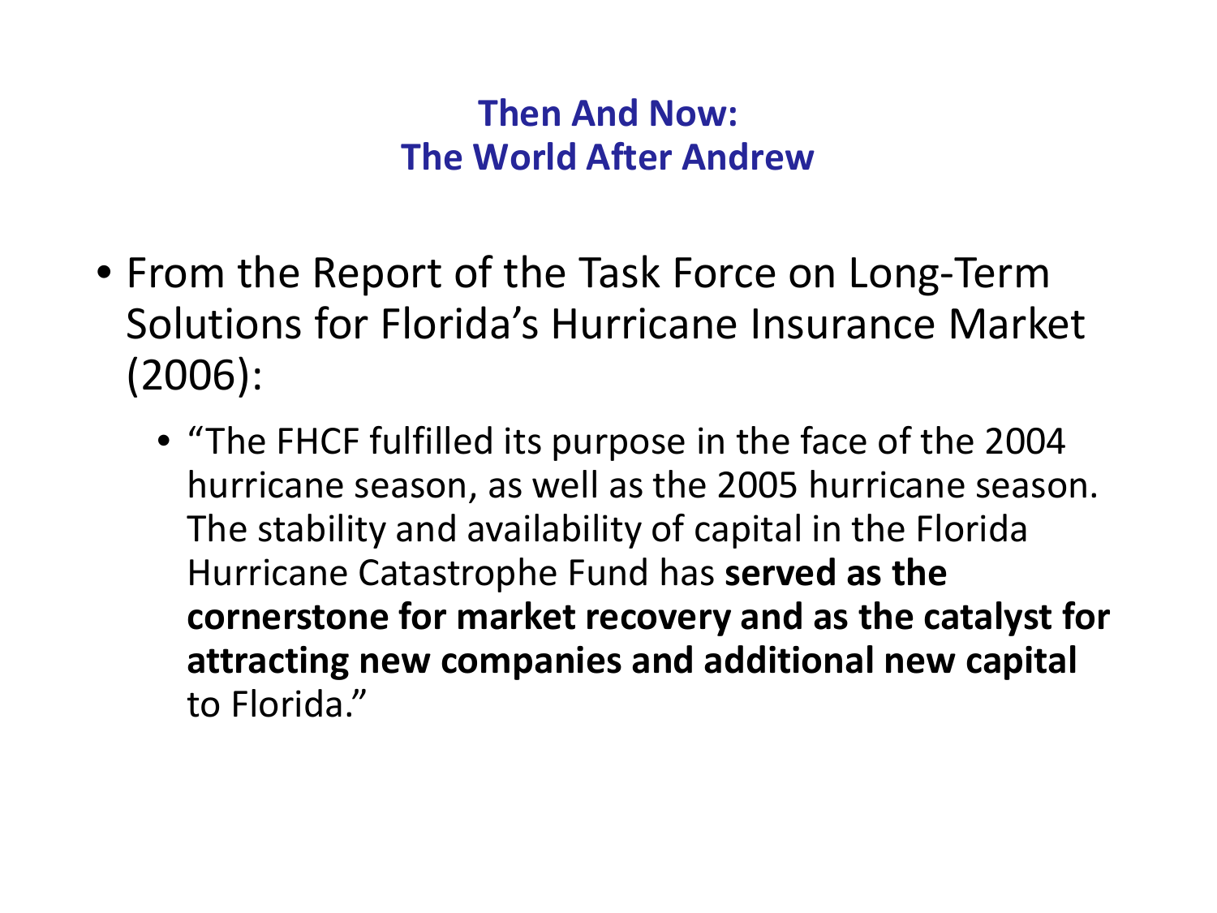## Then And Now:
## The World After Andrew

- From the Report of the Task Force on Long-Term Solutions for Florida's Hurricane Insurance Market (2006):
  - "The FHCF fulfilled its purpose in the face of the 2004 hurricane season, as well as the 2005 hurricane season. The stability and availability of capital in the Florida Hurricane Catastrophe Fund has **served as the cornerstone for market recovery and as the catalyst for attracting new companies and additional new capital** to Florida."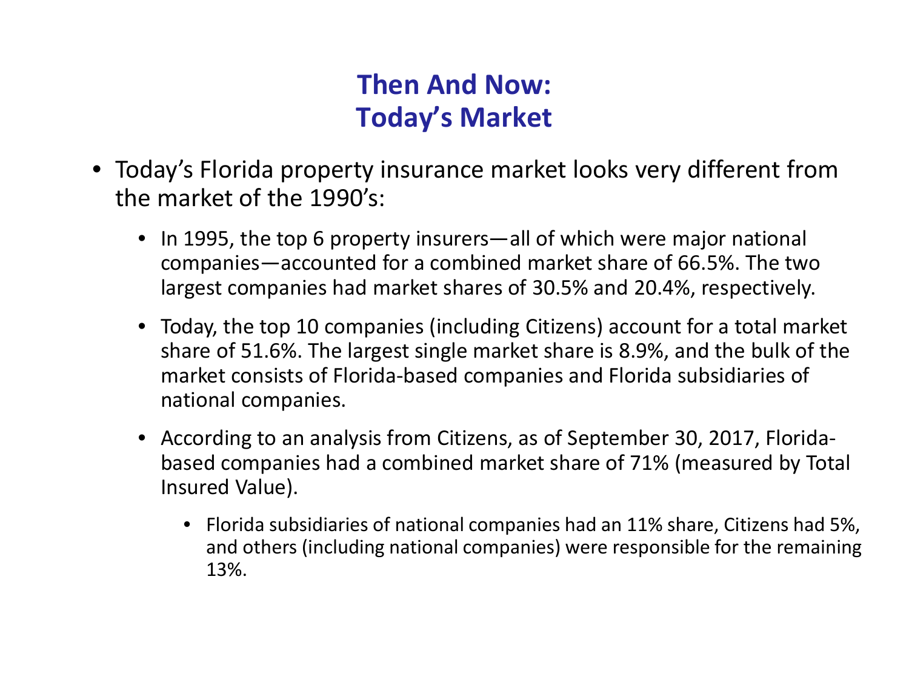# Then And Now: Today's Market

- Today's Florida property insurance market looks very different from the market of the 1990's:
  - In 1995, the top 6 property insurers—all of which were major national companies—accounted for a combined market share of 66.5%. The two largest companies had market shares of 30.5% and 20.4%, respectively.
  - Today, the top 10 companies (including Citizens) account for a total market share of 51.6%. The largest single market share is 8.9%, and the bulk of the market consists of Florida-based companies and Florida subsidiaries of national companies.
  - According to an analysis from Citizens, as of September 30, 2017, Florida-based companies had a combined market share of 71% (measured by Total Insured Value).
    - Florida subsidiaries of national companies had an 11% share, Citizens had 5%, and others (including national companies) were responsible for the remaining 13%.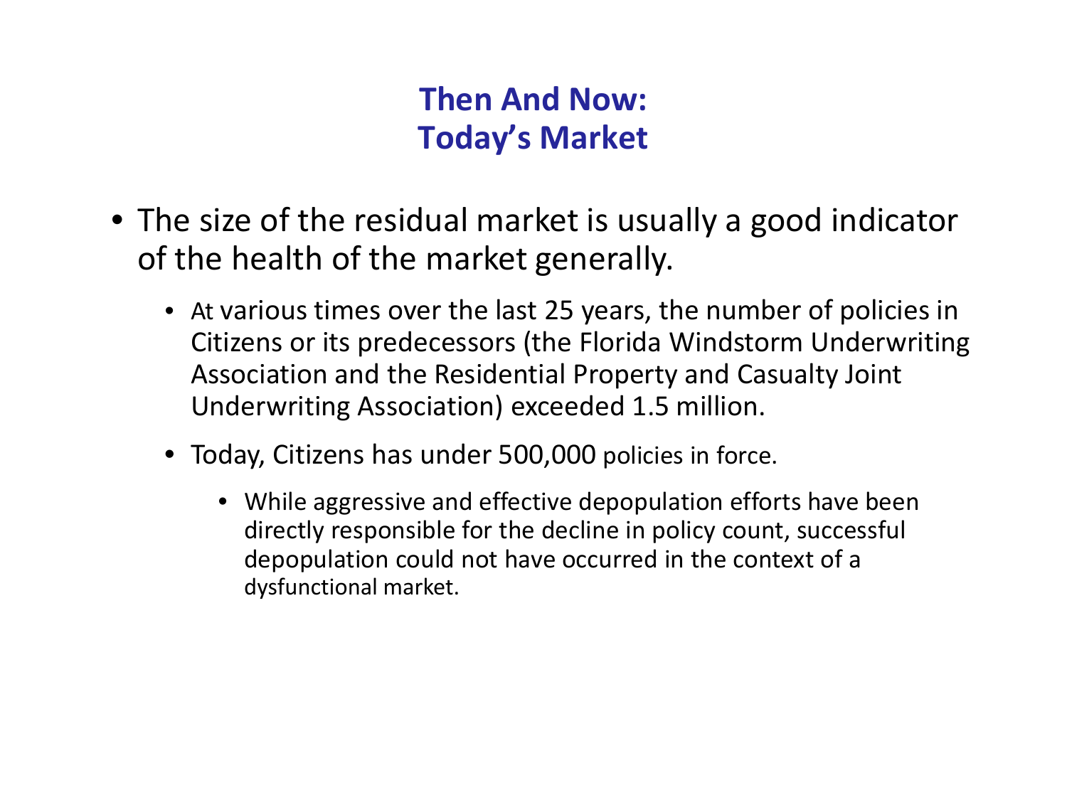# Then And Now:
# Today's Market

- The size of the residual market is usually a good indicator of the health of the market generally.
  - At various times over the last 25 years, the number of policies in Citizens or its predecessors (the Florida Windstorm Underwriting Association and the Residential Property and Casualty Joint Underwriting Association) exceeded 1.5 million.
  - Today, Citizens has under 500,000 policies in force.
    - While aggressive and effective depopulation efforts have been directly responsible for the decline in policy count, successful depopulation could not have occurred in the context of a dysfunctional market.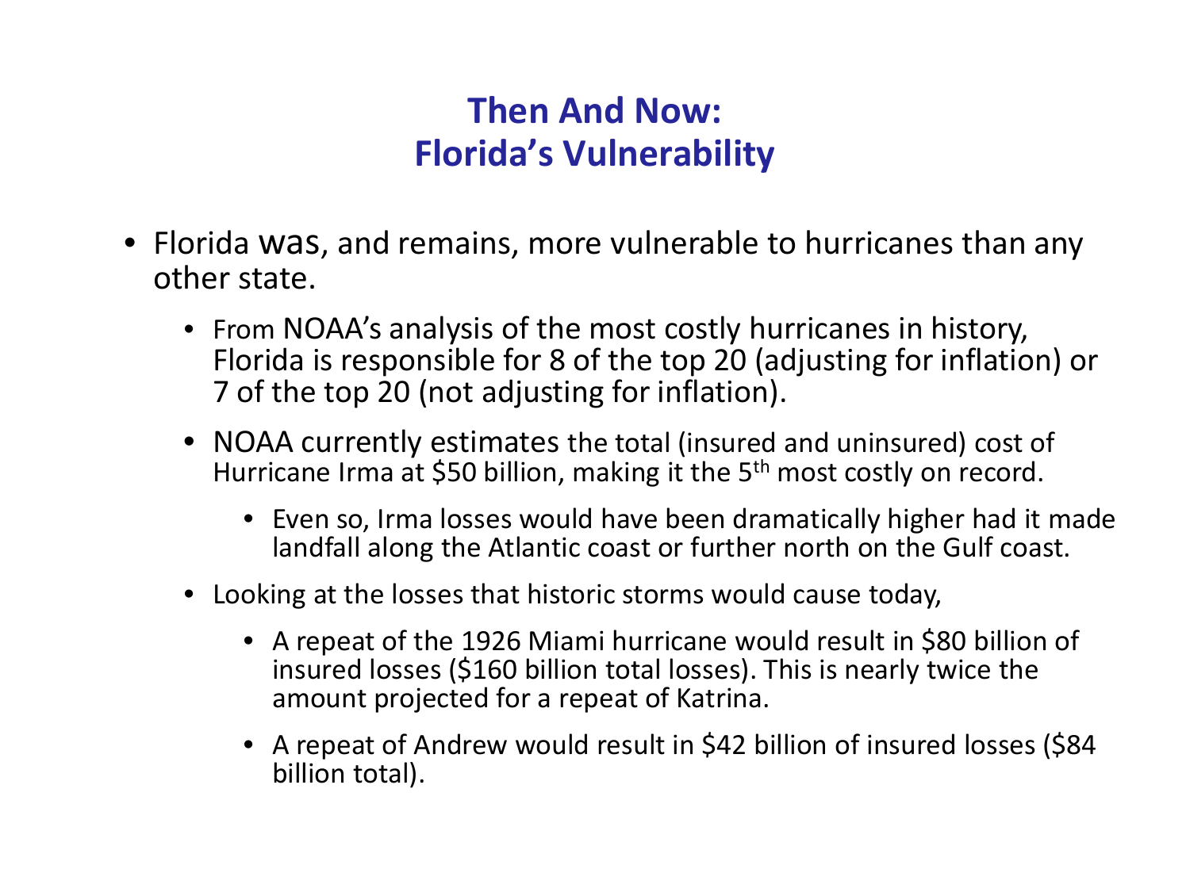# Then And Now: Florida's Vulnerability

- Florida was, and remains, more vulnerable to hurricanes than any other state.
  - From NOAA's analysis of the most costly hurricanes in history, Florida is responsible for 8 of the top 20 (adjusting for inflation) or 7 of the top 20 (not adjusting for inflation).
  - NOAA currently estimates the total (insured and uninsured) cost of Hurricane Irma at $50 billion, making it the 5th most costly on record.
    - Even so, Irma losses would have been dramatically higher had it made landfall along the Atlantic coast or further north on the Gulf coast.
  - Looking at the losses that historic storms would cause today,
    - A repeat of the 1926 Miami hurricane would result in $80 billion of insured losses ($160 billion total losses). This is nearly twice the amount projected for a repeat of Katrina.
    - A repeat of Andrew would result in $42 billion of insured losses ($84 billion total).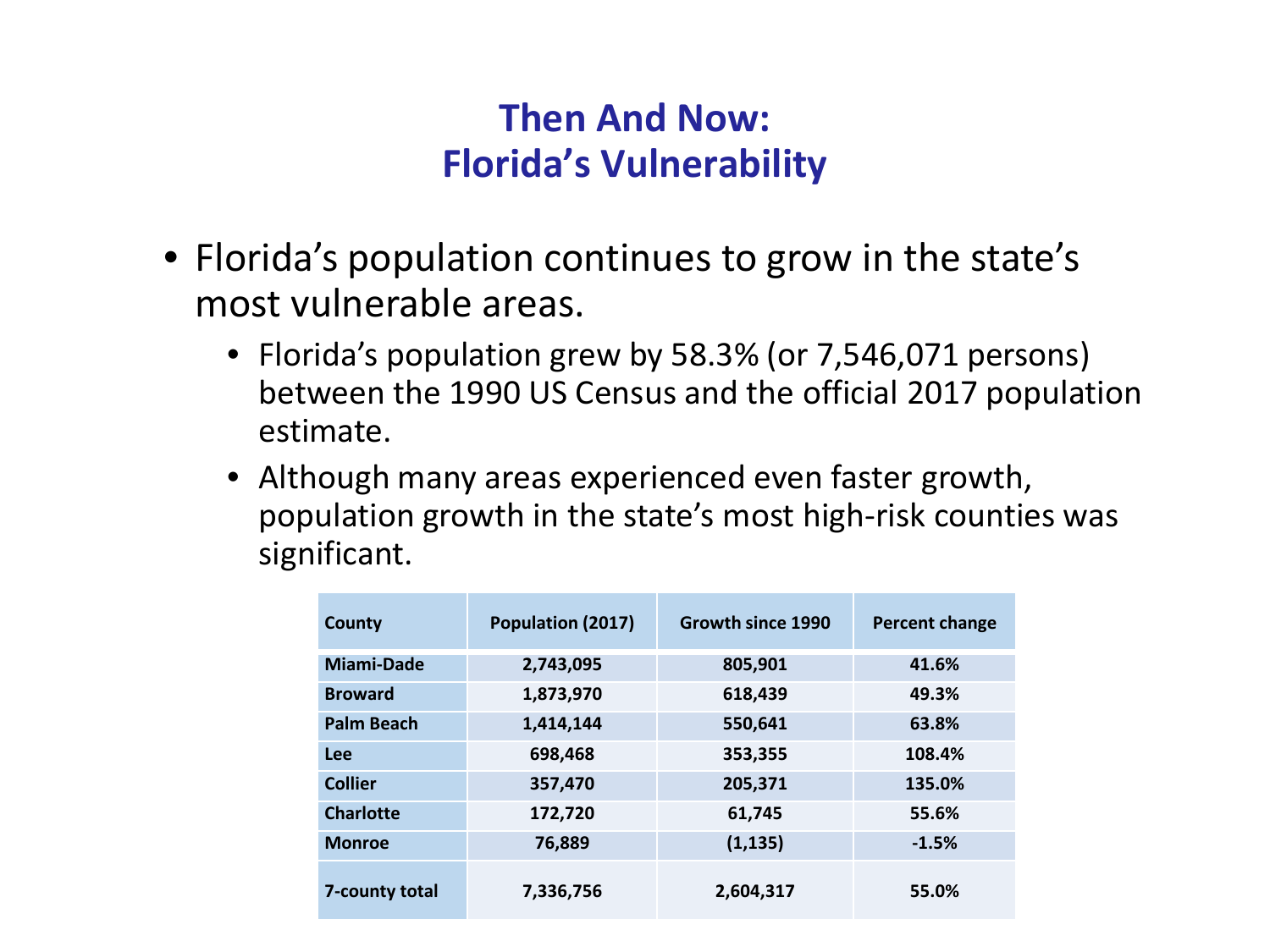# Then And Now:
# Florida's Vulnerability

- Florida's population continues to grow in the state's most vulnerable areas.
  - Florida's population grew by 58.3% (or 7,546,071 persons) between the 1990 US Census and the official 2017 population estimate.
  - Although many areas experienced even faster growth, population growth in the state's most high-risk counties was significant.

| County | Population (2017) | Growth since 1990 | Percent change |
|---|---|---|---|
| Miami-Dade | 2,743,095 | 805,901 | 41.6% |
| Broward | 1,873,970 | 618,439 | 49.3% |
| Palm Beach | 1,414,144 | 550,641 | 63.8% |
| Lee | 698,468 | 353,355 | 108.4% |
| Collier | 357,470 | 205,371 | 135.0% |
| Charlotte | 172,720 | 61,745 | 55.6% |
| Monroe | 76,889 | (1,135) | -1.5% |
| 7-county total | 7,336,756 | 2,604,317 | 55.0% |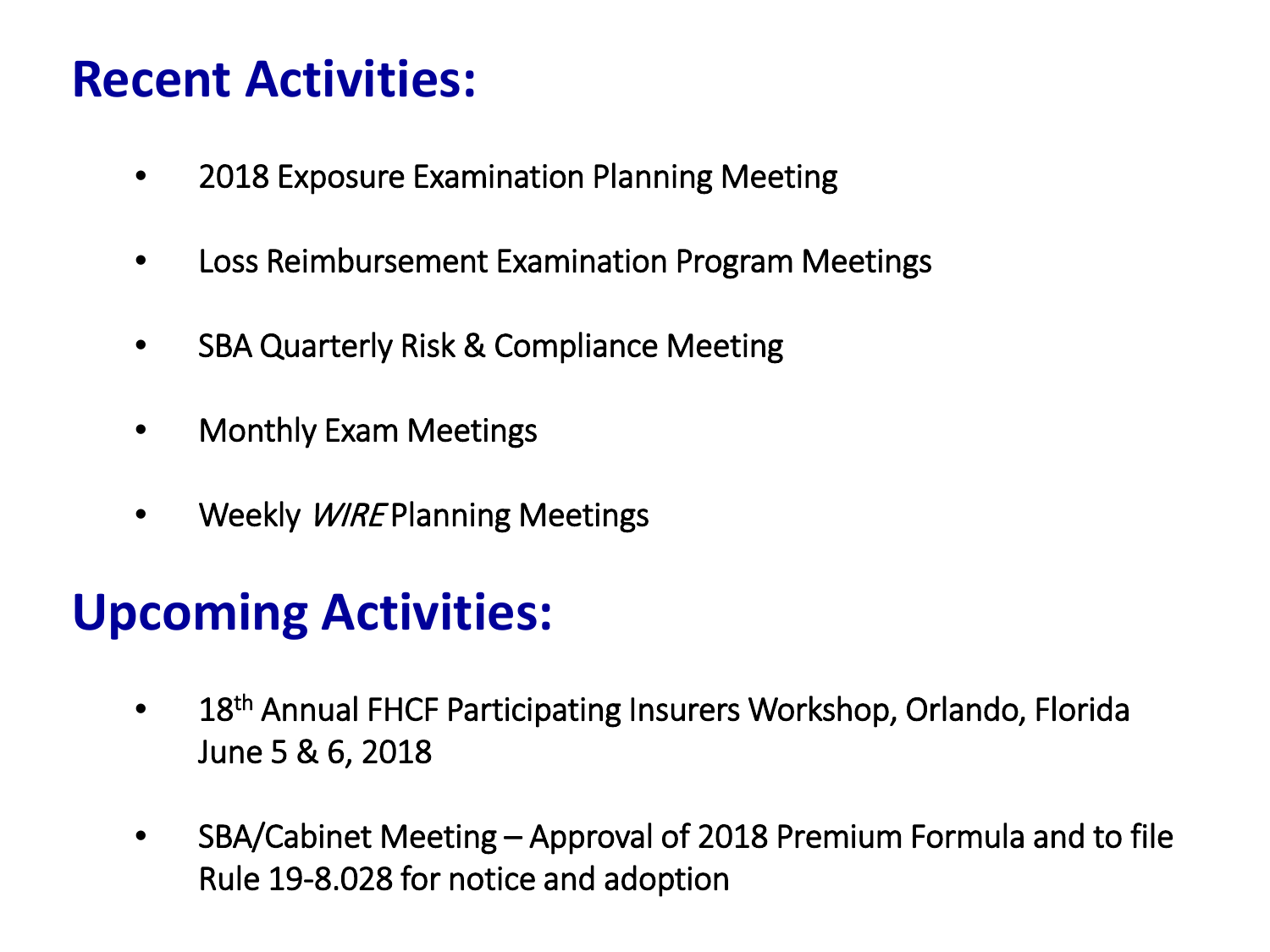# Recent Activities:

- 2018 Exposure Examination Planning Meeting
- Loss Reimbursement Examination Program Meetings
- SBA Quarterly Risk & Compliance Meeting
- Monthly Exam Meetings
- Weekly *WIRE* Planning Meetings

# Upcoming Activities:

- 18th Annual FHCF Participating Insurers Workshop, Orlando, Florida June 5 & 6, 2018
- SBA/Cabinet Meeting – Approval of 2018 Premium Formula and to file Rule 19-8.028 for notice and adoption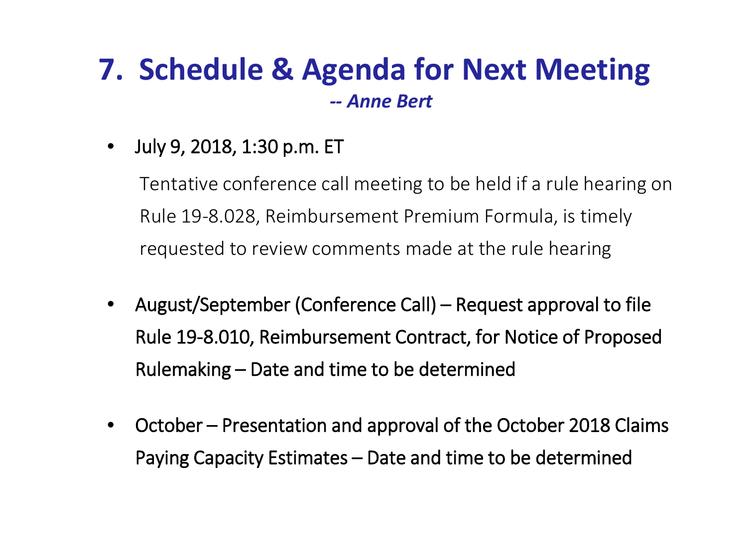# 7. Schedule & Agenda for Next Meeting

***-- Anne Bert***

- July 9, 2018, 1:30 p.m. ET

  Tentative conference call meeting to be held if a rule hearing on Rule 19-8.028, Reimbursement Premium Formula, is timely requested to review comments made at the rule hearing

- August/September (Conference Call) – Request approval to file Rule 19-8.010, Reimbursement Contract, for Notice of Proposed Rulemaking – Date and time to be determined

- October – Presentation and approval of the October 2018 Claims Paying Capacity Estimates – Date and time to be determined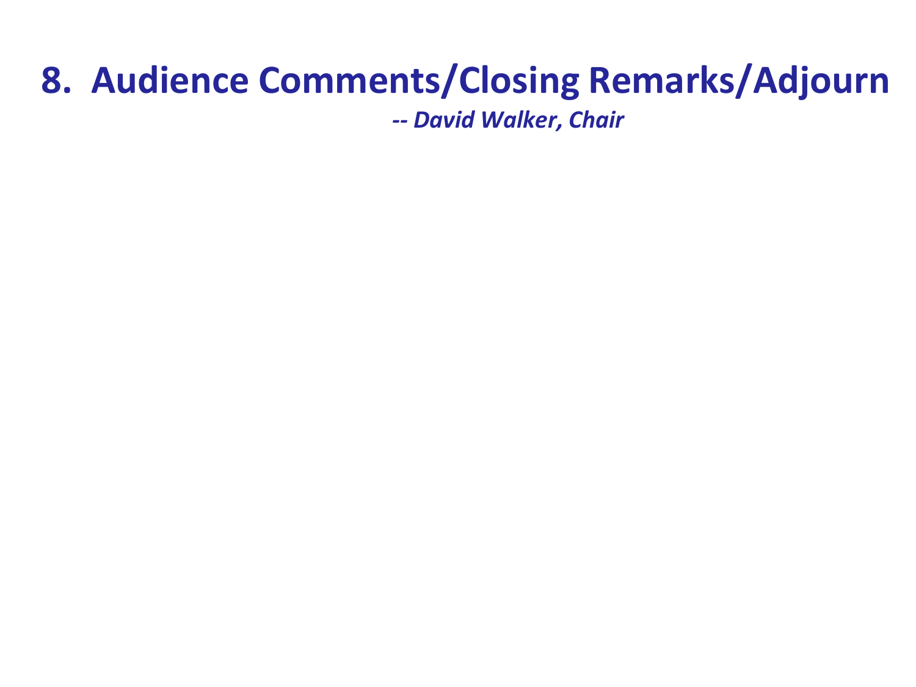# 8. Audience Comments/Closing Remarks/Adjourn

***-- David Walker, Chair***